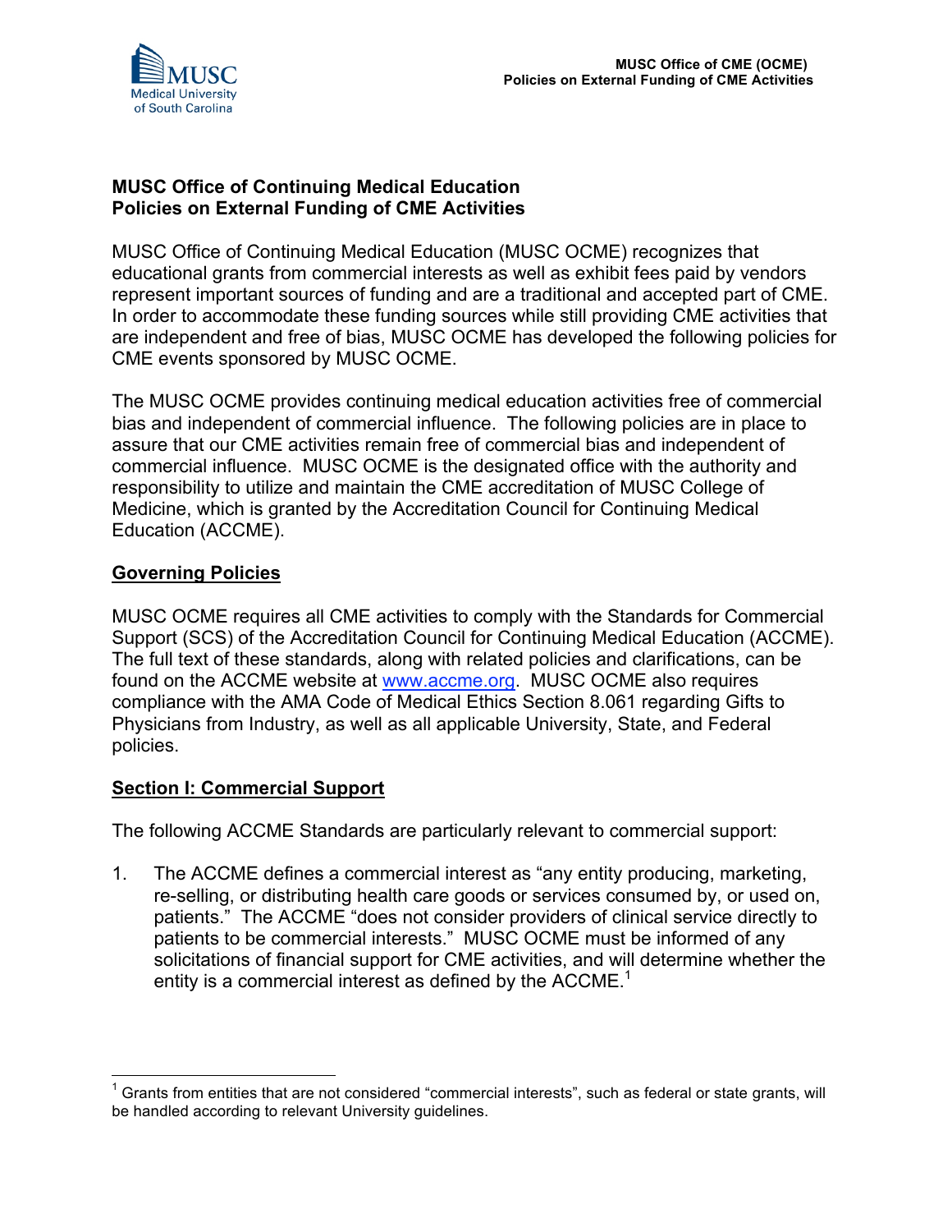# MUSC Office of Continuing Medical Education
# Policies on External Funding of CME Activities

MUSC Office of Continuing Medical Education (MUSC OCME) recognizes that educational grants from commercial interests as well as exhibit fees paid by vendors represent important sources of funding and are a traditional and accepted part of CME. In order to accommodate these funding sources while still providing CME activities that are independent and free of bias, MUSC OCME has developed the following policies for CME events sponsored by MUSC OCME.

The MUSC OCME provides continuing medical education activities free of commercial bias and independent of commercial influence. The following policies are in place to assure that our CME activities remain free of commercial bias and independent of commercial influence. MUSC OCME is the designated office with the authority and responsibility to utilize and maintain the CME accreditation of MUSC College of Medicine, which is granted by the Accreditation Council for Continuing Medical Education (ACCME).

## Governing Policies

MUSC OCME requires all CME activities to comply with the Standards for Commercial Support (SCS) of the Accreditation Council for Continuing Medical Education (ACCME). The full text of these standards, along with related policies and clarifications, can be found on the ACCME website at [www.accme.org](http://www.accme.org). MUSC OCME also requires compliance with the AMA Code of Medical Ethics Section 8.061 regarding Gifts to Physicians from Industry, as well as all applicable University, State, and Federal policies.

## Section I: Commercial Support

The following ACCME Standards are particularly relevant to commercial support:

1. The ACCME defines a commercial interest as "any entity producing, marketing, re-selling, or distributing health care goods or services consumed by, or used on, patients." The ACCME "does not consider providers of clinical service directly to patients to be commercial interests." MUSC OCME must be informed of any solicitations of financial support for CME activities, and will determine whether the entity is a commercial interest as defined by the ACCME.[1]

[1] Grants from entities that are not considered "commercial interests", such as federal or state grants, will be handled according to relevant University guidelines.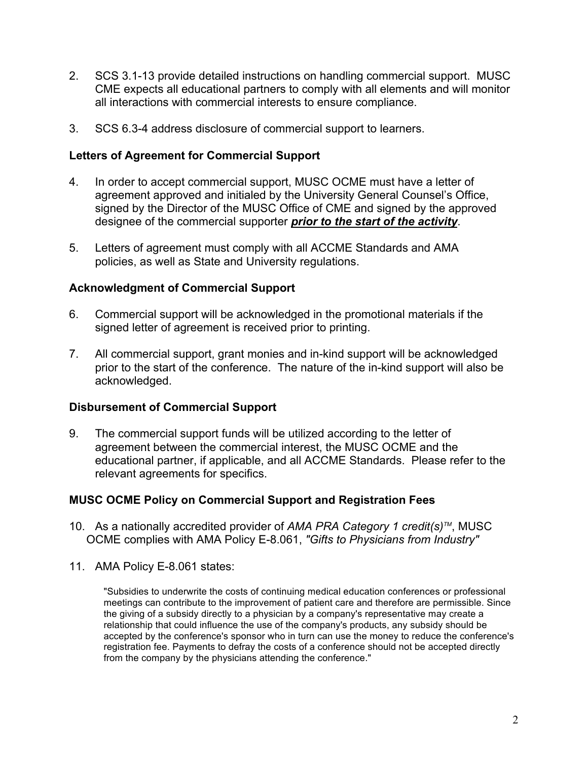2. SCS 3.1-13 provide detailed instructions on handling commercial support. MUSC CME expects all educational partners to comply with all elements and will monitor all interactions with commercial interests to ensure compliance.

3. SCS 6.3-4 address disclosure of commercial support to learners.

### Letters of Agreement for Commercial Support

4. In order to accept commercial support, MUSC OCME must have a letter of agreement approved and initialed by the University General Counsel's Office, signed by the Director of the MUSC Office of CME and signed by the approved designee of the commercial supporter ***prior to the start of the activity***.

5. Letters of agreement must comply with all ACCME Standards and AMA policies, as well as State and University regulations.

### Acknowledgment of Commercial Support

6. Commercial support will be acknowledged in the promotional materials if the signed letter of agreement is received prior to printing.

7. All commercial support, grant monies and in-kind support will be acknowledged prior to the start of the conference. The nature of the in-kind support will also be acknowledged.

### Disbursement of Commercial Support

9. The commercial support funds will be utilized according to the letter of agreement between the commercial interest, the MUSC OCME and the educational partner, if applicable, and all ACCME Standards. Please refer to the relevant agreements for specifics.

### MUSC OCME Policy on Commercial Support and Registration Fees

10. As a nationally accredited provider of *AMA PRA Category 1 credit(s)™*, MUSC OCME complies with AMA Policy E-8.061, *"Gifts to Physicians from Industry"*

11. AMA Policy E-8.061 states:

> "Subsidies to underwrite the costs of continuing medical education conferences or professional meetings can contribute to the improvement of patient care and therefore are permissible. Since the giving of a subsidy directly to a physician by a company's representative may create a relationship that could influence the use of the company's products, any subsidy should be accepted by the conference's sponsor who in turn can use the money to reduce the conference's registration fee. Payments to defray the costs of a conference should not be accepted directly from the company by the physicians attending the conference."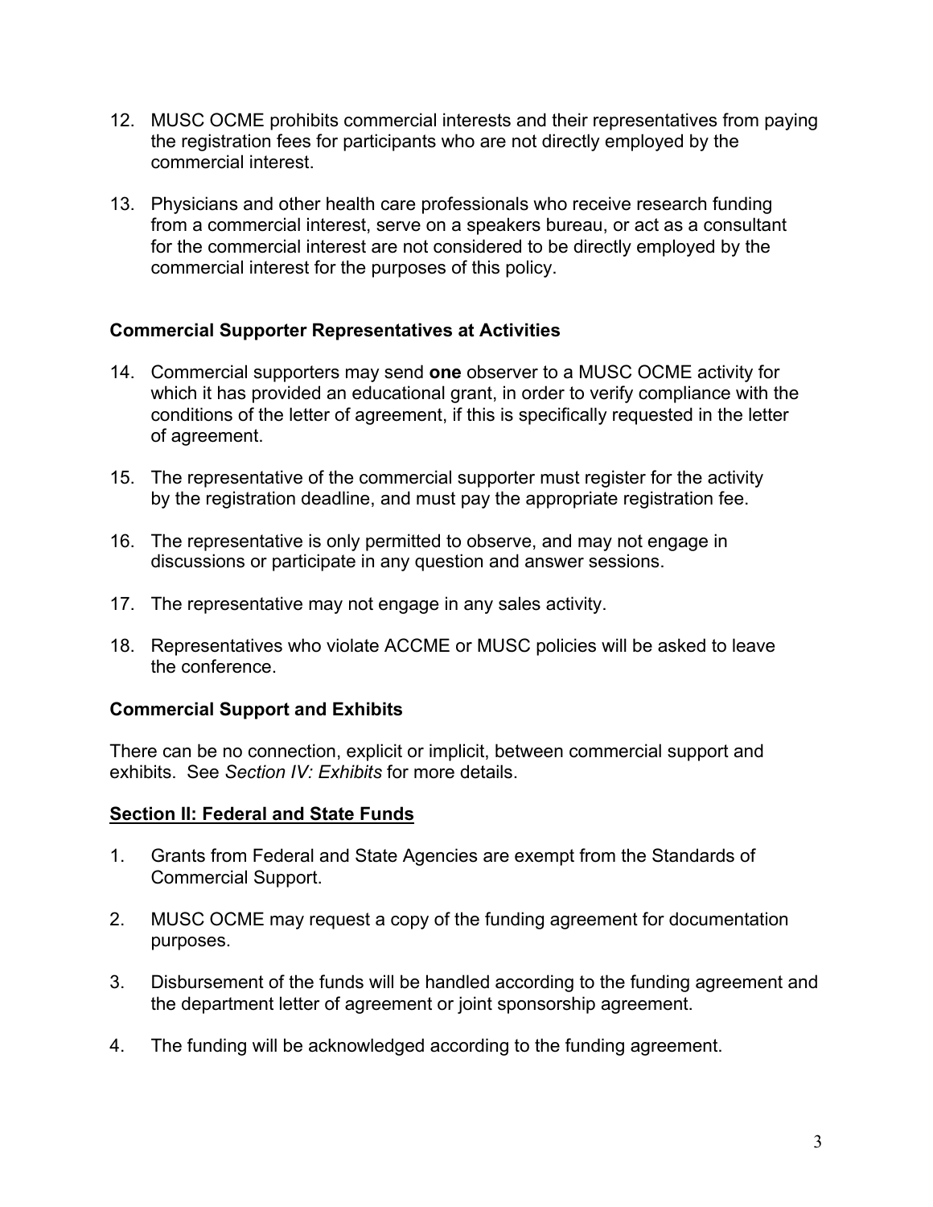12. MUSC OCME prohibits commercial interests and their representatives from paying the registration fees for participants who are not directly employed by the commercial interest.

13. Physicians and other health care professionals who receive research funding from a commercial interest, serve on a speakers bureau, or act as a consultant for the commercial interest are not considered to be directly employed by the commercial interest for the purposes of this policy.

**Commercial Supporter Representatives at Activities**

14. Commercial supporters may send **one** observer to a MUSC OCME activity for which it has provided an educational grant, in order to verify compliance with the conditions of the letter of agreement, if this is specifically requested in the letter of agreement.

15. The representative of the commercial supporter must register for the activity by the registration deadline, and must pay the appropriate registration fee.

16. The representative is only permitted to observe, and may not engage in discussions or participate in any question and answer sessions.

17. The representative may not engage in any sales activity.

18. Representatives who violate ACCME or MUSC policies will be asked to leave the conference.

**Commercial Support and Exhibits**

There can be no connection, explicit or implicit, between commercial support and exhibits. See *Section IV: Exhibits* for more details.

## Section II: Federal and State Funds

1. Grants from Federal and State Agencies are exempt from the Standards of Commercial Support.

2. MUSC OCME may request a copy of the funding agreement for documentation purposes.

3. Disbursement of the funds will be handled according to the funding agreement and the department letter of agreement or joint sponsorship agreement.

4. The funding will be acknowledged according to the funding agreement.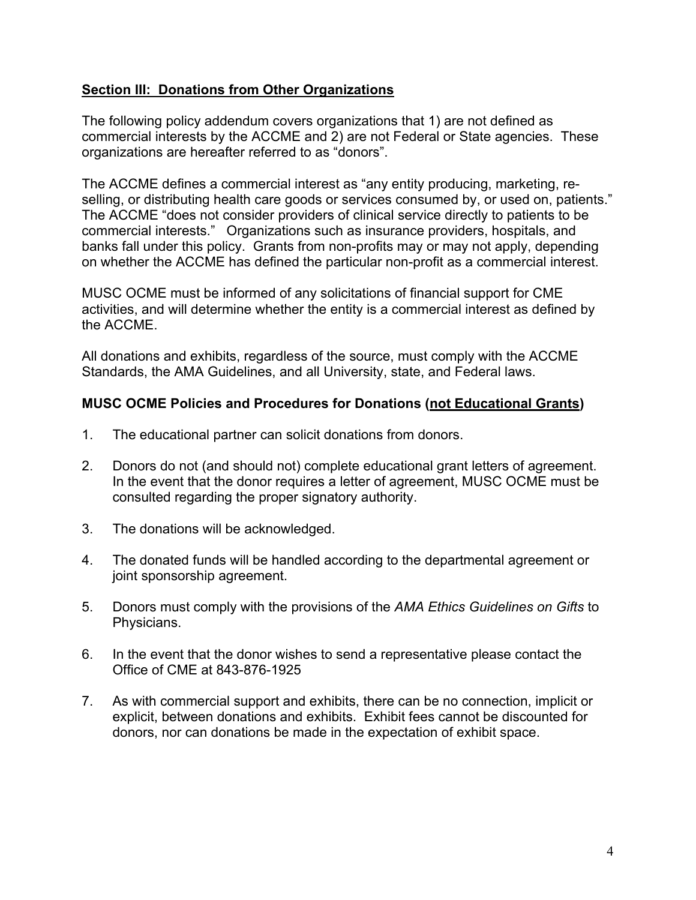## **Section III: Donations from Other Organizations**

The following policy addendum covers organizations that 1) are not defined as commercial interests by the ACCME and 2) are not Federal or State agencies. These organizations are hereafter referred to as "donors".

The ACCME defines a commercial interest as "any entity producing, marketing, re-selling, or distributing health care goods or services consumed by, or used on, patients." The ACCME "does not consider providers of clinical service directly to patients to be commercial interests." Organizations such as insurance providers, hospitals, and banks fall under this policy. Grants from non-profits may or may not apply, depending on whether the ACCME has defined the particular non-profit as a commercial interest.

MUSC OCME must be informed of any solicitations of financial support for CME activities, and will determine whether the entity is a commercial interest as defined by the ACCME.

All donations and exhibits, regardless of the source, must comply with the ACCME Standards, the AMA Guidelines, and all University, state, and Federal laws.

### **MUSC OCME Policies and Procedures for Donations (<u>not Educational Grants</u>)**

1. The educational partner can solicit donations from donors.

2. Donors do not (and should not) complete educational grant letters of agreement. In the event that the donor requires a letter of agreement, MUSC OCME must be consulted regarding the proper signatory authority.

3. The donations will be acknowledged.

4. The donated funds will be handled according to the departmental agreement or joint sponsorship agreement.

5. Donors must comply with the provisions of the *AMA Ethics Guidelines on Gifts* to Physicians.

6. In the event that the donor wishes to send a representative please contact the Office of CME at 843-876-1925

7. As with commercial support and exhibits, there can be no connection, implicit or explicit, between donations and exhibits. Exhibit fees cannot be discounted for donors, nor can donations be made in the expectation of exhibit space.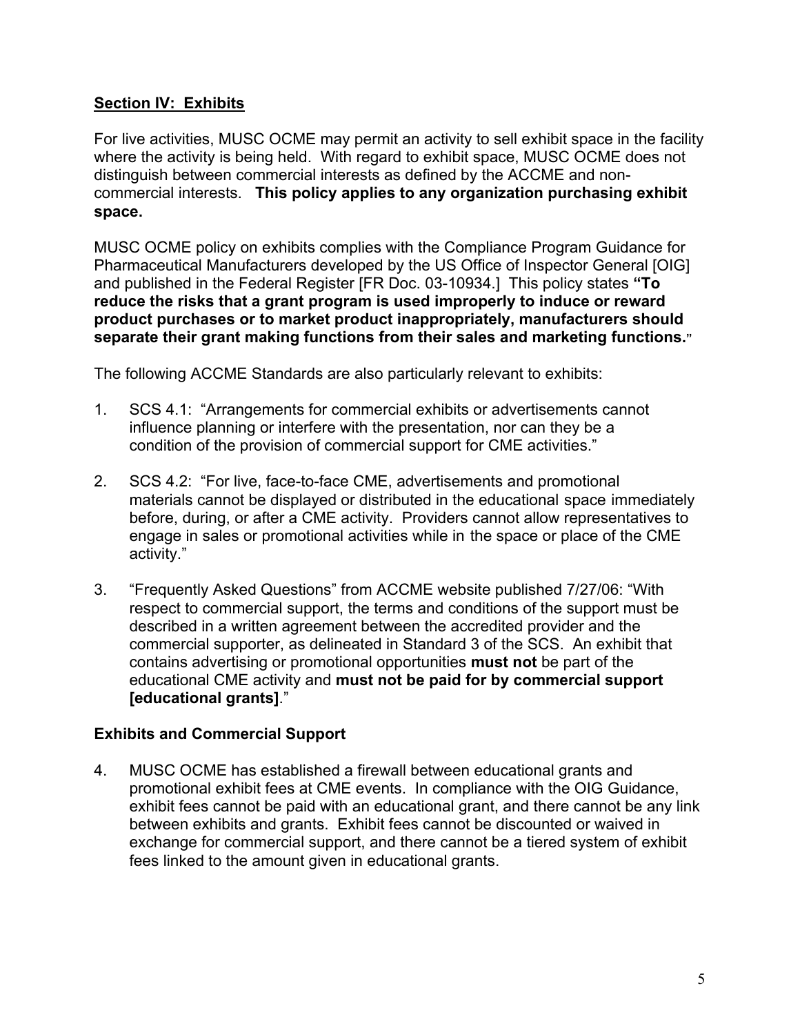## **Section IV: Exhibits**

For live activities, MUSC OCME may permit an activity to sell exhibit space in the facility where the activity is being held. With regard to exhibit space, MUSC OCME does not distinguish between commercial interests as defined by the ACCME and non-commercial interests. **This policy applies to any organization purchasing exhibit space.**

MUSC OCME policy on exhibits complies with the Compliance Program Guidance for Pharmaceutical Manufacturers developed by the US Office of Inspector General [OIG] and published in the Federal Register [FR Doc. 03-10934.] This policy states **"To reduce the risks that a grant program is used improperly to induce or reward product purchases or to market product inappropriately, manufacturers should separate their grant making functions from their sales and marketing functions."**

The following ACCME Standards are also particularly relevant to exhibits:

1. SCS 4.1: "Arrangements for commercial exhibits or advertisements cannot influence planning or interfere with the presentation, nor can they be a condition of the provision of commercial support for CME activities."

2. SCS 4.2: "For live, face-to-face CME, advertisements and promotional materials cannot be displayed or distributed in the educational space immediately before, during, or after a CME activity. Providers cannot allow representatives to engage in sales or promotional activities while in the space or place of the CME activity."

3. "Frequently Asked Questions" from ACCME website published 7/27/06: "With respect to commercial support, the terms and conditions of the support must be described in a written agreement between the accredited provider and the commercial supporter, as delineated in Standard 3 of the SCS. An exhibit that contains advertising or promotional opportunities **must not** be part of the educational CME activity and **must not be paid for by commercial support [educational grants]**."

### **Exhibits and Commercial Support**

4. MUSC OCME has established a firewall between educational grants and promotional exhibit fees at CME events. In compliance with the OIG Guidance, exhibit fees cannot be paid with an educational grant, and there cannot be any link between exhibits and grants. Exhibit fees cannot be discounted or waived in exchange for commercial support, and there cannot be a tiered system of exhibit fees linked to the amount given in educational grants.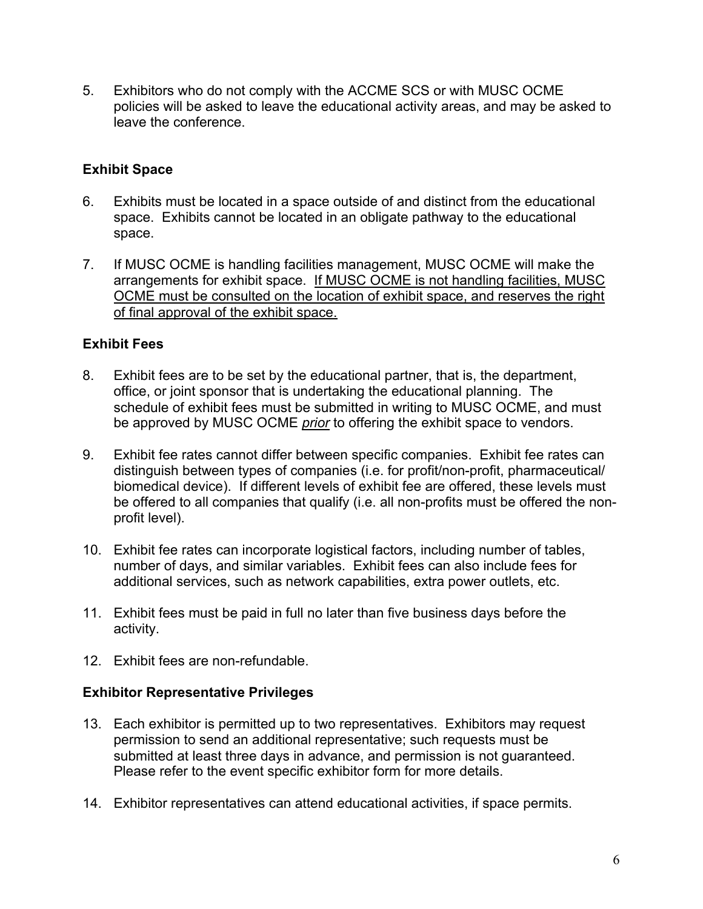5. Exhibitors who do not comply with the ACCME SCS or with MUSC OCME policies will be asked to leave the educational activity areas, and may be asked to leave the conference.

**Exhibit Space**

6. Exhibits must be located in a space outside of and distinct from the educational space. Exhibits cannot be located in an obligate pathway to the educational space.

7. If MUSC OCME is handling facilities management, MUSC OCME will make the arrangements for exhibit space. <u>If MUSC OCME is not handling facilities, MUSC OCME must be consulted on the location of exhibit space, and reserves the right of final approval of the exhibit space.</u>

**Exhibit Fees**

8. Exhibit fees are to be set by the educational partner, that is, the department, office, or joint sponsor that is undertaking the educational planning. The schedule of exhibit fees must be submitted in writing to MUSC OCME, and must be approved by MUSC OCME *<u>prior</u>* to offering the exhibit space to vendors.

9. Exhibit fee rates cannot differ between specific companies. Exhibit fee rates can distinguish between types of companies (i.e. for profit/non-profit, pharmaceutical/ biomedical device). If different levels of exhibit fee are offered, these levels must be offered to all companies that qualify (i.e. all non-profits must be offered the non-profit level).

10. Exhibit fee rates can incorporate logistical factors, including number of tables, number of days, and similar variables. Exhibit fees can also include fees for additional services, such as network capabilities, extra power outlets, etc.

11. Exhibit fees must be paid in full no later than five business days before the activity.

12. Exhibit fees are non-refundable.

**Exhibitor Representative Privileges**

13. Each exhibitor is permitted up to two representatives. Exhibitors may request permission to send an additional representative; such requests must be submitted at least three days in advance, and permission is not guaranteed. Please refer to the event specific exhibitor form for more details.

14. Exhibitor representatives can attend educational activities, if space permits.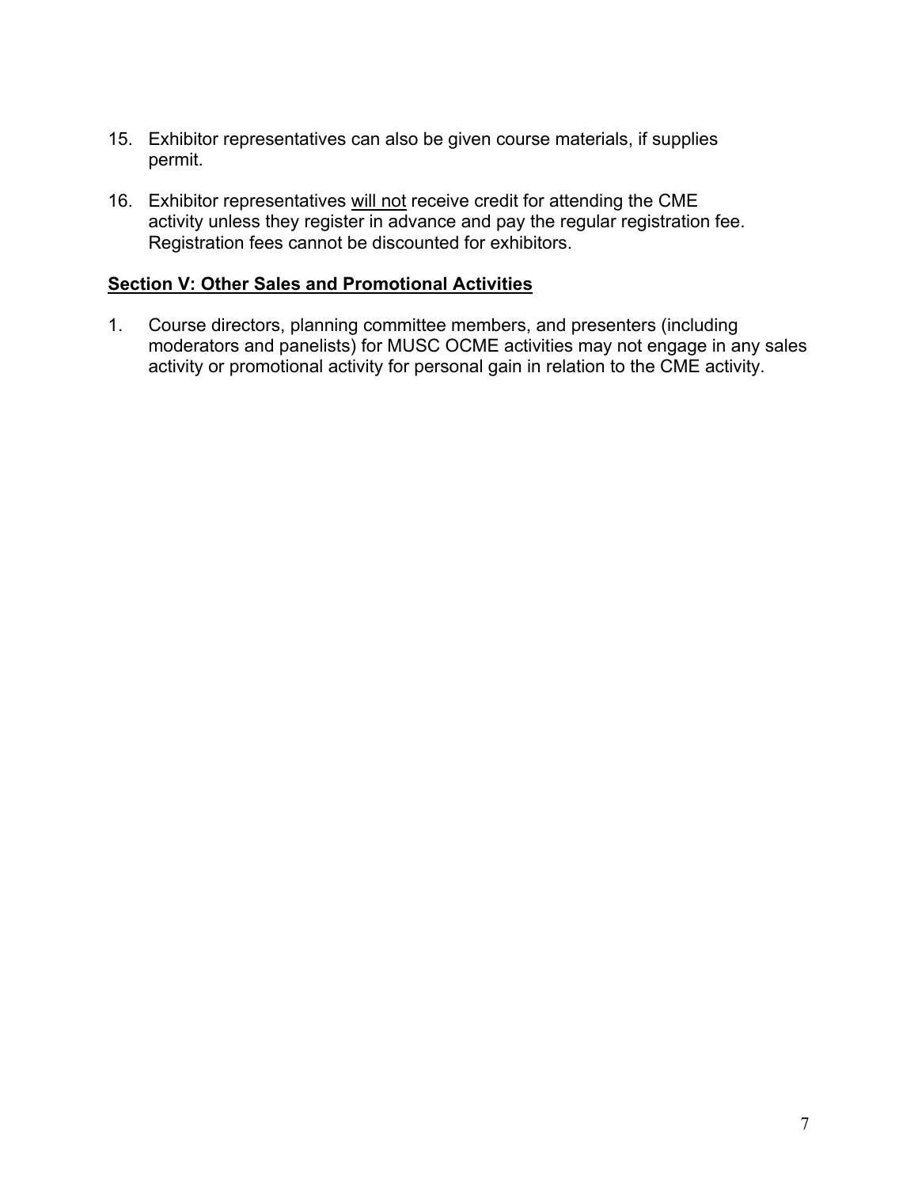15. Exhibitor representatives can also be given course materials, if supplies permit.

16. Exhibitor representatives <u>will not</u> receive credit for attending the CME activity unless they register in advance and pay the regular registration fee. Registration fees cannot be discounted for exhibitors.

## <u>Section V: Other Sales and Promotional Activities</u>

1. Course directors, planning committee members, and presenters (including moderators and panelists) for MUSC OCME activities may not engage in any sales activity or promotional activity for personal gain in relation to the CME activity.